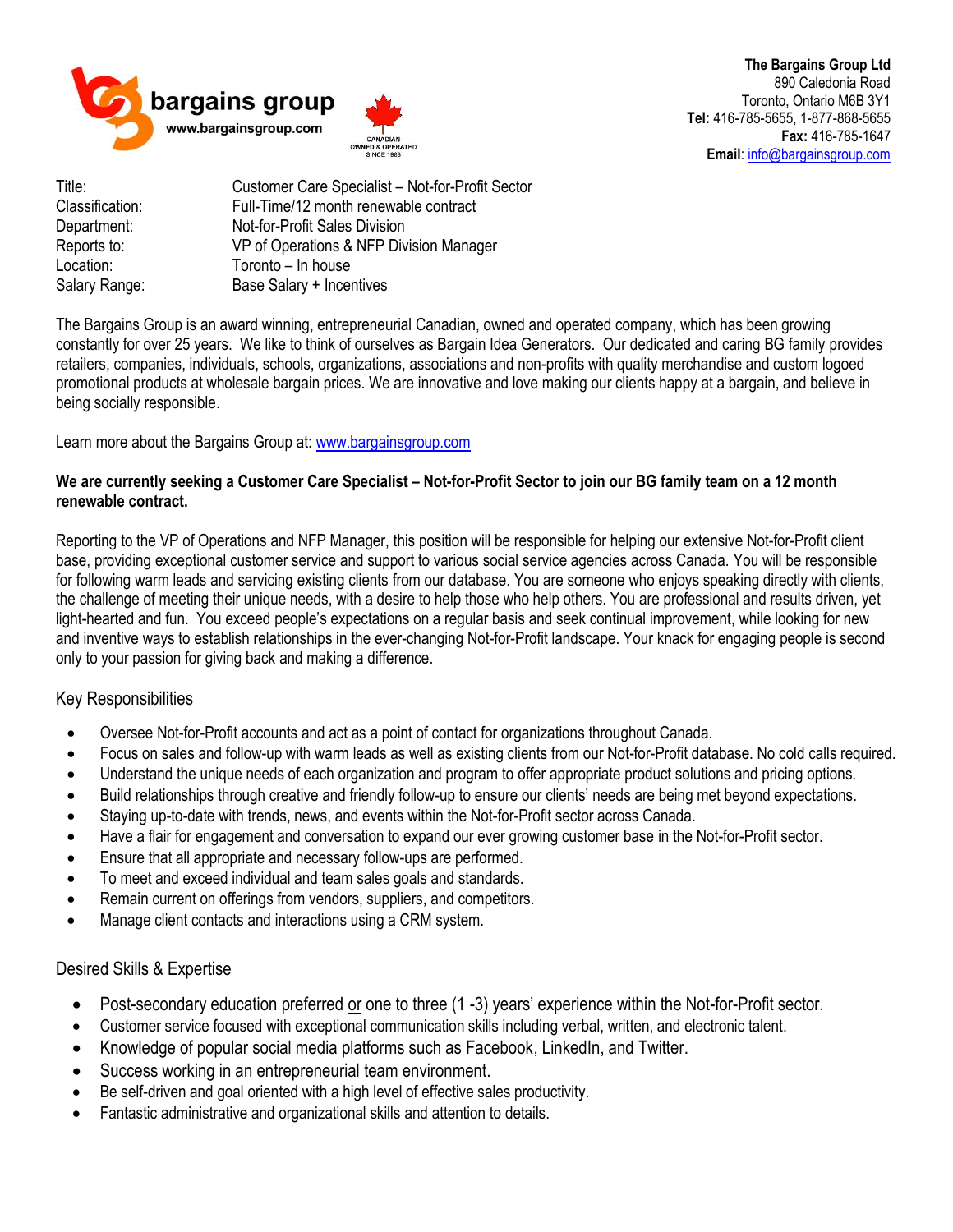bargains group
www.bargainsgroup.com

CANADIAN OWNED & OPERATED SINCE 1988

**The Bargains Group Ltd**
890 Caledonia Road
Toronto, Ontario M6B 3Y1
**Tel:** 416-785-5655, 1-877-868-5655
**Fax:** 416-785-1647
**Email**: info@bargainsgroup.com

| | |
|---|---|
| Title: | Customer Care Specialist – Not-for-Profit Sector |
| Classification: | Full-Time/12 month renewable contract |
| Department: | Not-for-Profit Sales Division |
| Reports to: | VP of Operations & NFP Division Manager |
| Location: | Toronto – In house |
| Salary Range: | Base Salary + Incentives |

The Bargains Group is an award winning, entrepreneurial Canadian, owned and operated company, which has been growing constantly for over 25 years. We like to think of ourselves as Bargain Idea Generators. Our dedicated and caring BG family provides retailers, companies, individuals, schools, organizations, associations and non-profits with quality merchandise and custom logoed promotional products at wholesale bargain prices. We are innovative and love making our clients happy at a bargain, and believe in being socially responsible.

Learn more about the Bargains Group at: www.bargainsgroup.com

**We are currently seeking a Customer Care Specialist – Not-for-Profit Sector to join our BG family team on a 12 month renewable contract.**

Reporting to the VP of Operations and NFP Manager, this position will be responsible for helping our extensive Not-for-Profit client base, providing exceptional customer service and support to various social service agencies across Canada. You will be responsible for following warm leads and servicing existing clients from our database. You are someone who enjoys speaking directly with clients, the challenge of meeting their unique needs, with a desire to help those who help others. You are professional and results driven, yet light-hearted and fun. You exceed people's expectations on a regular basis and seek continual improvement, while looking for new and inventive ways to establish relationships in the ever-changing Not-for-Profit landscape. Your knack for engaging people is second only to your passion for giving back and making a difference.

## Key Responsibilities

- Oversee Not-for-Profit accounts and act as a point of contact for organizations throughout Canada.
- Focus on sales and follow-up with warm leads as well as existing clients from our Not-for-Profit database. No cold calls required.
- Understand the unique needs of each organization and program to offer appropriate product solutions and pricing options.
- Build relationships through creative and friendly follow-up to ensure our clients' needs are being met beyond expectations.
- Staying up-to-date with trends, news, and events within the Not-for-Profit sector across Canada.
- Have a flair for engagement and conversation to expand our ever growing customer base in the Not-for-Profit sector.
- Ensure that all appropriate and necessary follow-ups are performed.
- To meet and exceed individual and team sales goals and standards.
- Remain current on offerings from vendors, suppliers, and competitors.
- Manage client contacts and interactions using a CRM system.

## Desired Skills & Expertise

- Post-secondary education preferred <u>or</u> one to three (1 -3) years' experience within the Not-for-Profit sector.
- Customer service focused with exceptional communication skills including verbal, written, and electronic talent.
- Knowledge of popular social media platforms such as Facebook, LinkedIn, and Twitter.
- Success working in an entrepreneurial team environment.
- Be self-driven and goal oriented with a high level of effective sales productivity.
- Fantastic administrative and organizational skills and attention to details.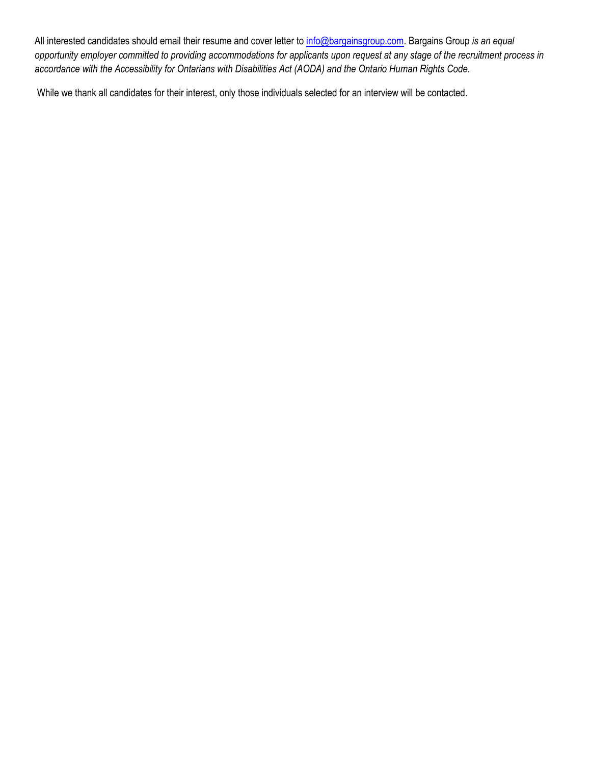All interested candidates should email their resume and cover letter to info@bargainsgroup.com. Bargains Group *is an equal opportunity employer committed to providing accommodations for applicants upon request at any stage of the recruitment process in accordance with the Accessibility for Ontarians with Disabilities Act (AODA) and the Ontario Human Rights Code.*

While we thank all candidates for their interest, only those individuals selected for an interview will be contacted.